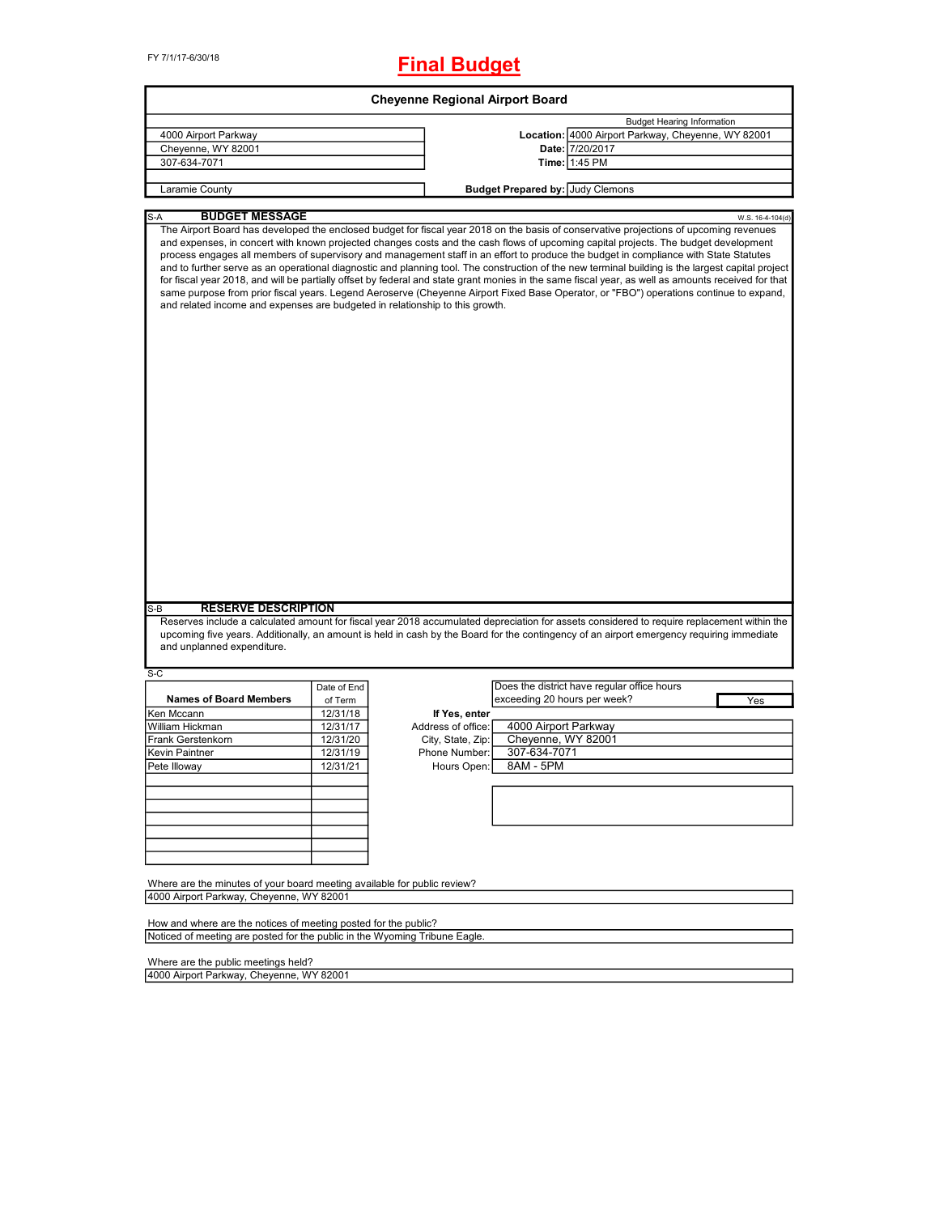FY 7/1/17-6/30/18

# Final Budget

## Cheyenne Regional Airport Board

| | | |
|---|---|---|
| 4000 Airport Parkway | | Budget Hearing Information |
| Cheyenne, WY 82001 | **Location:** | 4000 Airport Parkway, Cheyenne, WY 82001 |
| 307-634-7071 | **Date:** | 7/20/2017 |
| | **Time:** | 1:45 PM |
| Laramie County | **Budget Prepared by:** | Judy Clemons |

### S-A BUDGET MESSAGE

W.S. 16-4-104(d)

The Airport Board has developed the enclosed budget for fiscal year 2018 on the basis of conservative projections of upcoming revenues and expenses, in concert with known projected changes costs and the cash flows of upcoming capital projects. The budget development process engages all members of supervisory and management staff in an effort to produce the budget in compliance with State Statutes and to further serve as an operational diagnostic and planning tool. The construction of the new terminal building is the largest capital project for fiscal year 2018, and will be partially offset by federal and state grant monies in the same fiscal year, as well as amounts received for that same purpose from prior fiscal years. Legend Aeroserve (Cheyenne Airport Fixed Base Operator, or "FBO") operations continue to expand, and related income and expenses are budgeted in relationship to this growth.

### S-B RESERVE DESCRIPTION

Reserves include a calculated amount for fiscal year 2018 accumulated depreciation for assets considered to require replacement within the upcoming five years. Additionally, an amount is held in cash by the Board for the contingency of an airport emergency requiring immediate and unplanned expenditure.

### S-C

| Names of Board Members | Date of End of Term |
|---|---|
| Ken Mccann | 12/31/18 |
| William Hickman | 12/31/17 |
| Frank Gerstenkorn | 12/31/20 |
| Kevin Paintner | 12/31/19 |
| Pete Illoway | 12/31/21 |

| | |
|---|---|
| Does the district have regular office hours exceeding 20 hours per week? | Yes |
| **If Yes, enter** | |
| Address of office: | 4000 Airport Parkway |
| City, State, Zip: | Cheyenne, WY 82001 |
| Phone Number: | 307-634-7071 |
| Hours Open: | 8AM - 5PM |

Where are the minutes of your board meeting available for public review?
4000 Airport Parkway, Cheyenne, WY 82001

How and where are the notices of meeting posted for the public?
Noticed of meeting are posted for the public in the Wyoming Tribune Eagle.

Where are the public meetings held?
4000 Airport Parkway, Cheyenne, WY 82001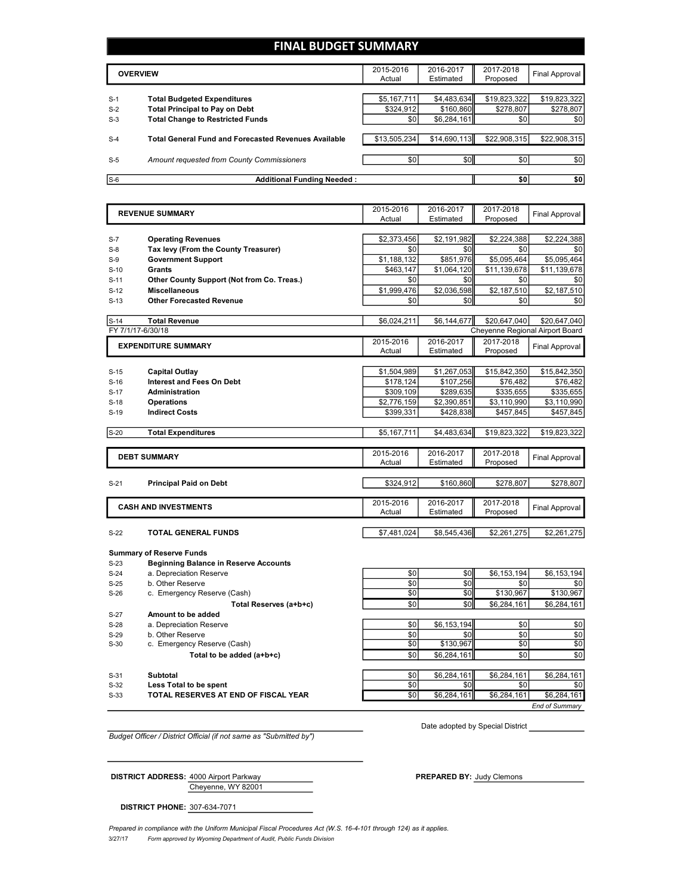# FINAL BUDGET SUMMARY

| | OVERVIEW | 2015-2016 Actual | 2016-2017 Estimated | 2017-2018 Proposed | Final Approval |
|---|---|---|---|---|---|
| S-1 | **Total Budgeted Expenditures** | $5,167,711 | $4,483,634 | $19,823,322 | $19,823,322 |
| S-2 | **Total Principal to Pay on Debt** | $324,912 | $160,860 | $278,807 | $278,807 |
| S-3 | **Total Change to Restricted Funds** | $0 | $6,284,161 | $0 | $0 |
| S-4 | **Total General Fund and Forecasted Revenues Available** | $13,505,234 | $14,690,113 | $22,908,315 | $22,908,315 |
| S-5 | *Amount requested from County Commissioners* | $0 | $0 | $0 | $0 |
| S-6 | **Additional Funding Needed :** | | | **$0** | **$0** |

| | REVENUE SUMMARY | 2015-2016 Actual | 2016-2017 Estimated | 2017-2018 Proposed | Final Approval |
|---|---|---|---|---|---|
| S-7 | **Operating Revenues** | $2,373,456 | $2,191,982 | $2,224,388 | $2,224,388 |
| S-8 | **Tax levy (From the County Treasurer)** | $0 | $0 | $0 | $0 |
| S-9 | **Government Support** | $1,188,132 | $851,976 | $5,095,464 | $5,095,464 |
| S-10 | **Grants** | $463,147 | $1,064,120 | $11,139,678 | $11,139,678 |
| S-11 | **Other County Support (Not from Co. Treas.)** | $0 | $0 | $0 | $0 |
| S-12 | **Miscellaneous** | $1,999,476 | $2,036,598 | $2,187,510 | $2,187,510 |
| S-13 | **Other Forecasted Revenue** | $0 | $0 | $0 | $0 |
| S-14 | **Total Revenue** | $6,024,211 | $6,144,677 | $20,647,040 | $20,647,040 |

FY 7/1/17-6/30/18 — Cheyenne Regional Airport Board

| | EXPENDITURE SUMMARY | 2015-2016 Actual | 2016-2017 Estimated | 2017-2018 Proposed | Final Approval |
|---|---|---|---|---|---|
| S-15 | **Capital Outlay** | $1,504,989 | $1,267,053 | $15,842,350 | $15,842,350 |
| S-16 | **Interest and Fees On Debt** | $178,124 | $107,256 | $76,482 | $76,482 |
| S-17 | **Administration** | $309,109 | $289,635 | $335,655 | $335,655 |
| S-18 | **Operations** | $2,776,159 | $2,390,851 | $3,110,990 | $3,110,990 |
| S-19 | **Indirect Costs** | $399,331 | $428,838 | $457,845 | $457,845 |
| S-20 | **Total Expenditures** | $5,167,711 | $4,483,634 | $19,823,322 | $19,823,322 |

| | DEBT SUMMARY | 2015-2016 Actual | 2016-2017 Estimated | 2017-2018 Proposed | Final Approval |
|---|---|---|---|---|---|
| S-21 | **Principal Paid on Debt** | $324,912 | $160,860 | $278,807 | $278,807 |

| | CASH AND INVESTMENTS | 2015-2016 Actual | 2016-2017 Estimated | 2017-2018 Proposed | Final Approval |
|---|---|---|---|---|---|
| S-22 | **TOTAL GENERAL FUNDS** | $7,481,024 | $8,545,436 | $2,261,275 | $2,261,275 |
| | **Summary of Reserve Funds** | | | | |
| S-23 | **Beginning Balance in Reserve Accounts** | | | | |
| S-24 | a. Depreciation Reserve | $0 | $0 | $6,153,194 | $6,153,194 |
| S-25 | b. Other Reserve | $0 | $0 | $0 | $0 |
| S-26 | c. Emergency Reserve (Cash) | $0 | $0 | $130,967 | $130,967 |
| | **Total Reserves (a+b+c)** | $0 | $0 | $6,284,161 | $6,284,161 |
| S-27 | **Amount to be added** | | | | |
| S-28 | a. Depreciation Reserve | $0 | $6,153,194 | $0 | $0 |
| S-29 | b. Other Reserve | $0 | $0 | $0 | $0 |
| S-30 | c. Emergency Reserve (Cash) | $0 | $130,967 | $0 | $0 |
| | **Total to be added (a+b+c)** | $0 | $6,284,161 | $0 | $0 |
| S-31 | **Subtotal** | $0 | $6,284,161 | $6,284,161 | $6,284,161 |
| S-32 | **Less Total to be spent** | $0 | $0 | $0 | $0 |
| S-33 | **TOTAL RESERVES AT END OF FISCAL YEAR** | $0 | $6,284,161 | $6,284,161 | $6,284,161 |

*End of Summary*

*Budget Officer / District Official (if not same as "Submitted by")*

Date adopted by Special District ______

**DISTRICT ADDRESS:** 4000 Airport Parkway
Cheyenne, WY 82001

**PREPARED BY:** Judy Clemons

**DISTRICT PHONE:** 307-634-7071

*Prepared in compliance with the Uniform Municipal Fiscal Procedures Act (W.S. 16-4-101 through 124) as it applies.*

3/27/17 *Form approved by Wyoming Department of Audit, Public Funds Division*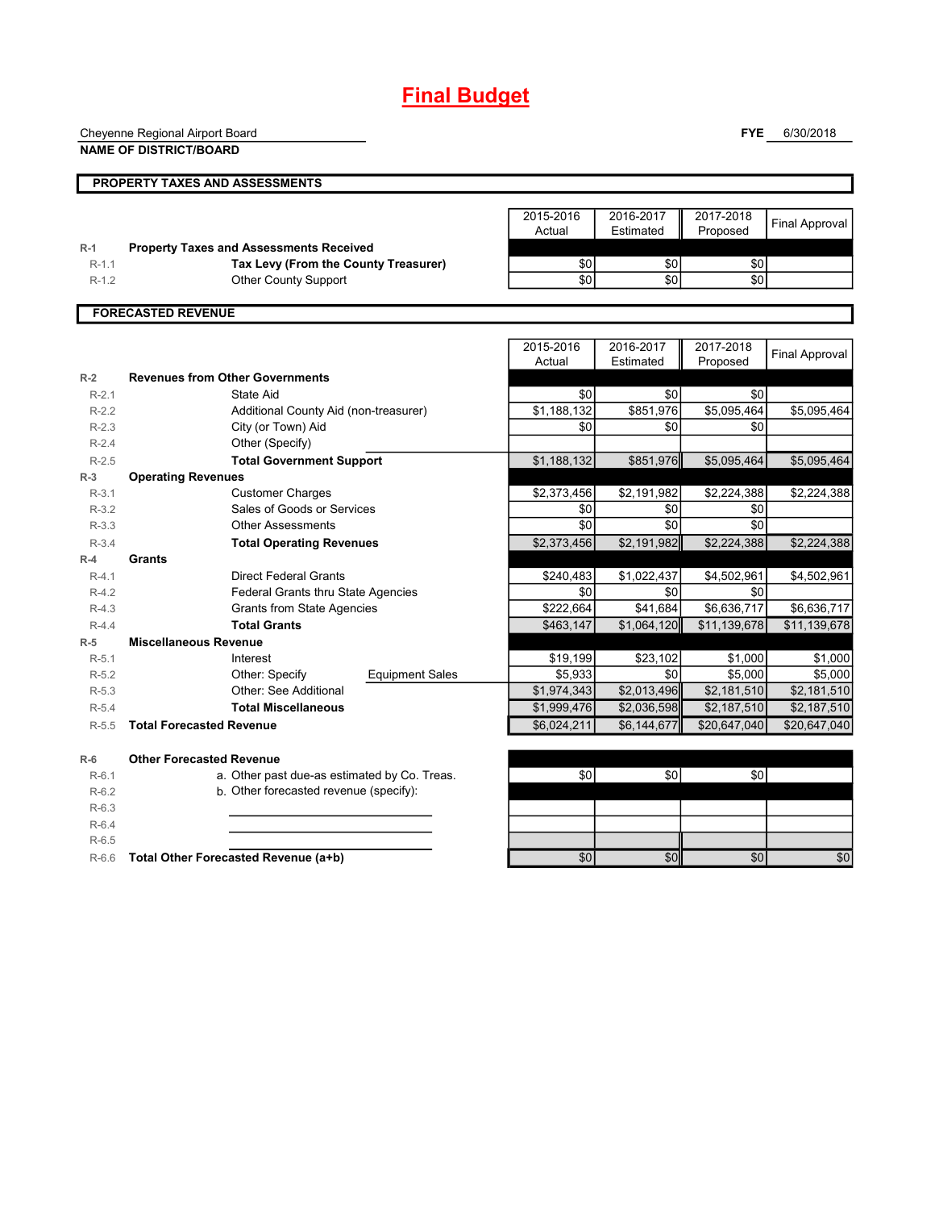# Final Budget

Cheyenne Regional Airport Board
**NAME OF DISTRICT/BOARD**

**FYE** 6/30/2018

## PROPERTY TAXES AND ASSESSMENTS

| | | 2015-2016 Actual | 2016-2017 Estimated | 2017-2018 Proposed | Final Approval |
|---|---|---|---|---|---|
| R-1 | **Property Taxes and Assessments Received** | | | | |
| R-1.1 | **Tax Levy (From the County Treasurer)** | $0 | $0 | $0 | |
| R-1.2 | Other County Support | $0 | $0 | $0 | |

## FORECASTED REVENUE

| | | 2015-2016 Actual | 2016-2017 Estimated | 2017-2018 Proposed | Final Approval |
|---|---|---|---|---|---|
| R-2 | **Revenues from Other Governments** | | | | |
| R-2.1 | State Aid | $0 | $0 | $0 | |
| R-2.2 | Additional County Aid (non-treasurer) | $1,188,132 | $851,976 | $5,095,464 | $5,095,464 |
| R-2.3 | City (or Town) Aid | $0 | $0 | $0 | |
| R-2.4 | Other (Specify) | | | | |
| R-2.5 | **Total Government Support** | $1,188,132 | $851,976 | $5,095,464 | $5,095,464 |
| R-3 | **Operating Revenues** | | | | |
| R-3.1 | Customer Charges | $2,373,456 | $2,191,982 | $2,224,388 | $2,224,388 |
| R-3.2 | Sales of Goods or Services | $0 | $0 | $0 | |
| R-3.3 | Other Assessments | $0 | $0 | $0 | |
| R-3.4 | **Total Operating Revenues** | $2,373,456 | $2,191,982 | $2,224,388 | $2,224,388 |
| R-4 | **Grants** | | | | |
| R-4.1 | Direct Federal Grants | $240,483 | $1,022,437 | $4,502,961 | $4,502,961 |
| R-4.2 | Federal Grants thru State Agencies | $0 | $0 | $0 | |
| R-4.3 | Grants from State Agencies | $222,664 | $41,684 | $6,636,717 | $6,636,717 |
| R-4.4 | **Total Grants** | $463,147 | $1,064,120 | $11,139,678 | $11,139,678 |
| R-5 | **Miscellaneous Revenue** | | | | |
| R-5.1 | Interest | $19,199 | $23,102 | $1,000 | $1,000 |
| R-5.2 | Other: Specify — Equipment Sales | $5,933 | $0 | $5,000 | $5,000 |
| R-5.3 | Other: See Additional | $1,974,343 | $2,013,496 | $2,181,510 | $2,181,510 |
| R-5.4 | **Total Miscellaneous** | $1,999,476 | $2,036,598 | $2,187,510 | $2,187,510 |
| R-5.5 | **Total Forecasted Revenue** | $6,024,211 | $6,144,677 | $20,647,040 | $20,647,040 |
| R-6 | **Other Forecasted Revenue** | | | | |
| R-6.1 | a. Other past due-as estimated by Co. Treas. | $0 | $0 | $0 | |
| R-6.2 | b. Other forecasted revenue (specify): | | | | |
| R-6.3 | | | | | |
| R-6.4 | | | | | |
| R-6.5 | | | | | |
| R-6.6 | **Total Other Forecasted Revenue (a+b)** | $0 | $0 | $0 | $0 |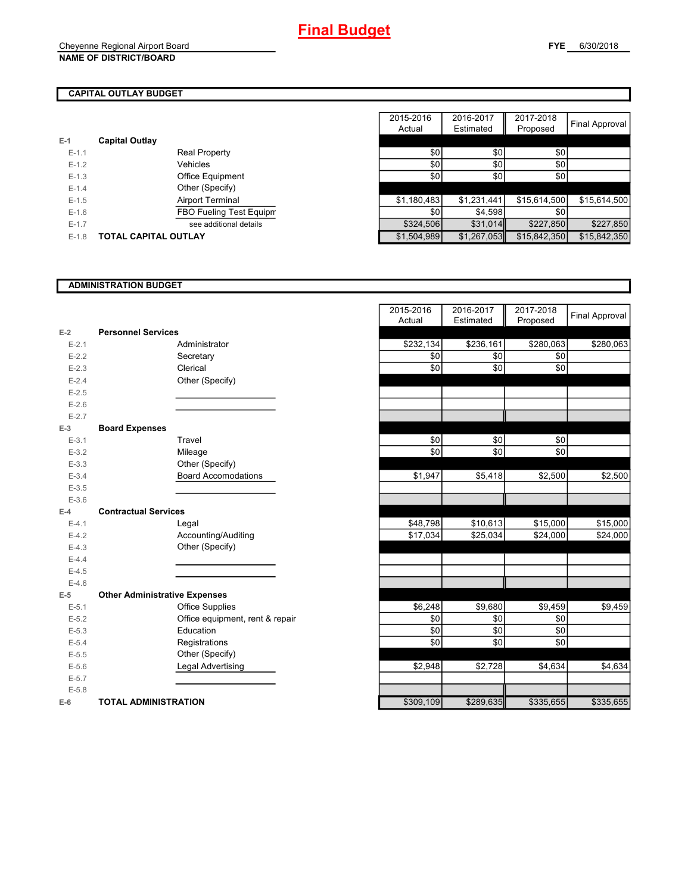# Final Budget

Cheyenne Regional Airport Board
**NAME OF DISTRICT/BOARD**

**FYE** 6/30/2018

## CAPITAL OUTLAY BUDGET

| | | | 2015-2016 Actual | 2016-2017 Estimated | 2017-2018 Proposed | Final Approval |
|---|---|---|---|---|---|---|
| E-1 | **Capital Outlay** | | | | | |
| E-1.1 | | Real Property | $0 | $0 | $0 | |
| E-1.2 | | Vehicles | $0 | $0 | $0 | |
| E-1.3 | | Office Equipment | $0 | $0 | $0 | |
| E-1.4 | | Other (Specify) | | | | |
| E-1.5 | | Airport Terminal | $1,180,483 | $1,231,441 | $15,614,500 | $15,614,500 |
| E-1.6 | | FBO Fueling Test Equipm | $0 | $4,598 | $0 | |
| E-1.7 | | see additional details | $324,506 | $31,014 | $227,850 | $227,850 |
| E-1.8 | **TOTAL CAPITAL OUTLAY** | | $1,504,989 | $1,267,053 | $15,842,350 | $15,842,350 |

## ADMINISTRATION BUDGET

| | | | 2015-2016 Actual | 2016-2017 Estimated | 2017-2018 Proposed | Final Approval |
|---|---|---|---|---|---|---|
| E-2 | **Personnel Services** | | | | | |
| E-2.1 | | Administrator | $232,134 | $236,161 | $280,063 | $280,063 |
| E-2.2 | | Secretary | $0 | $0 | $0 | |
| E-2.3 | | Clerical | $0 | $0 | $0 | |
| E-2.4 | | Other (Specify) | | | | |
| E-2.5 | | | | | | |
| E-2.6 | | | | | | |
| E-2.7 | | | | | | |
| E-3 | **Board Expenses** | | | | | |
| E-3.1 | | Travel | $0 | $0 | $0 | |
| E-3.2 | | Mileage | $0 | $0 | $0 | |
| E-3.3 | | Other (Specify) | | | | |
| E-3.4 | | Board Accomodations | $1,947 | $5,418 | $2,500 | $2,500 |
| E-3.5 | | | | | | |
| E-3.6 | | | | | | |
| E-4 | **Contractual Services** | | | | | |
| E-4.1 | | Legal | $48,798 | $10,613 | $15,000 | $15,000 |
| E-4.2 | | Accounting/Auditing | $17,034 | $25,034 | $24,000 | $24,000 |
| E-4.3 | | Other (Specify) | | | | |
| E-4.4 | | | | | | |
| E-4.5 | | | | | | |
| E-4.6 | | | | | | |
| E-5 | **Other Administrative Expenses** | | | | | |
| E-5.1 | | Office Supplies | $6,248 | $9,680 | $9,459 | $9,459 |
| E-5.2 | | Office equipment, rent & repair | $0 | $0 | $0 | |
| E-5.3 | | Education | $0 | $0 | $0 | |
| E-5.4 | | Registrations | $0 | $0 | $0 | |
| E-5.5 | | Other (Specify) | | | | |
| E-5.6 | | Legal Advertising | $2,948 | $2,728 | $4,634 | $4,634 |
| E-5.7 | | | | | | |
| E-5.8 | | | | | | |
| E-6 | **TOTAL ADMINISTRATION** | | $309,109 | $289,635 | $335,655 | $335,655 |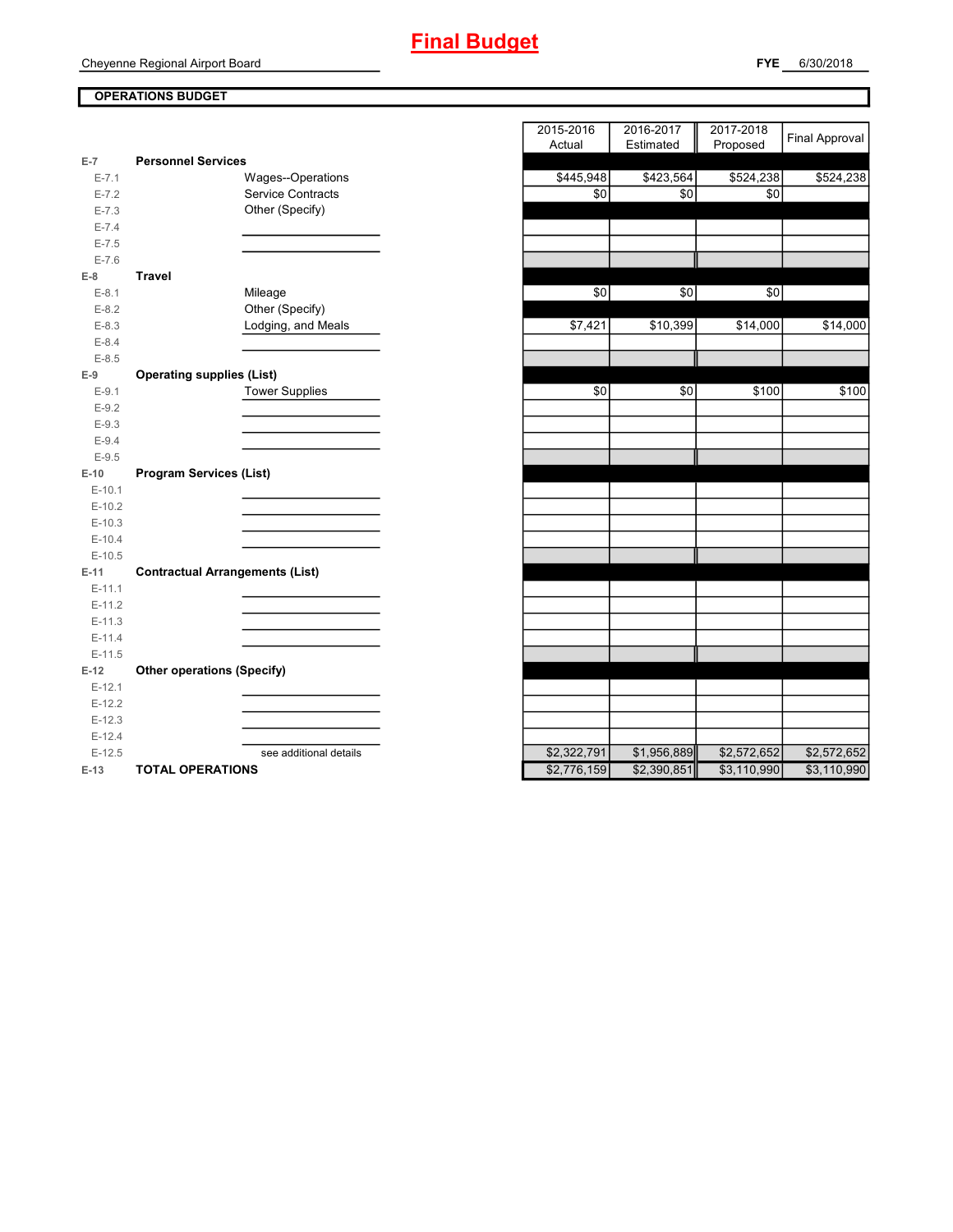# Final Budget

Cheyenne Regional Airport Board

**FYE** 6/30/2018

**OPERATIONS BUDGET**

| | | | 2015-2016 Actual | 2016-2017 Estimated | 2017-2018 Proposed | Final Approval |
|---|---|---|---|---|---|---|
| E-7 | **Personnel Services** | | | | | |
| E-7.1 | | Wages--Operations | $445,948 | $423,564 | $524,238 | $524,238 |
| E-7.2 | | Service Contracts | $0 | $0 | $0 | |
| E-7.3 | | Other (Specify) | | | | |
| E-7.4 | | | | | | |
| E-7.5 | | | | | | |
| E-7.6 | | | | | | |
| E-8 | **Travel** | | | | | |
| E-8.1 | | Mileage | $0 | $0 | $0 | |
| E-8.2 | | Other (Specify) | | | | |
| E-8.3 | | Lodging, and Meals | $7,421 | $10,399 | $14,000 | $14,000 |
| E-8.4 | | | | | | |
| E-8.5 | | | | | | |
| E-9 | **Operating supplies (List)** | | | | | |
| E-9.1 | | Tower Supplies | $0 | $0 | $100 | $100 |
| E-9.2 | | | | | | |
| E-9.3 | | | | | | |
| E-9.4 | | | | | | |
| E-9.5 | | | | | | |
| E-10 | **Program Services (List)** | | | | | |
| E-10.1 | | | | | | |
| E-10.2 | | | | | | |
| E-10.3 | | | | | | |
| E-10.4 | | | | | | |
| E-10.5 | | | | | | |
| E-11 | **Contractual Arrangements (List)** | | | | | |
| E-11.1 | | | | | | |
| E-11.2 | | | | | | |
| E-11.3 | | | | | | |
| E-11.4 | | | | | | |
| E-11.5 | | | | | | |
| E-12 | **Other operations (Specify)** | | | | | |
| E-12.1 | | | | | | |
| E-12.2 | | | | | | |
| E-12.3 | | | | | | |
| E-12.4 | | | | | | |
| E-12.5 | | see additional details | $2,322,791 | $1,956,889 | $2,572,652 | $2,572,652 |
| E-13 | **TOTAL OPERATIONS** | | $2,776,159 | $2,390,851 | $3,110,990 | $3,110,990 |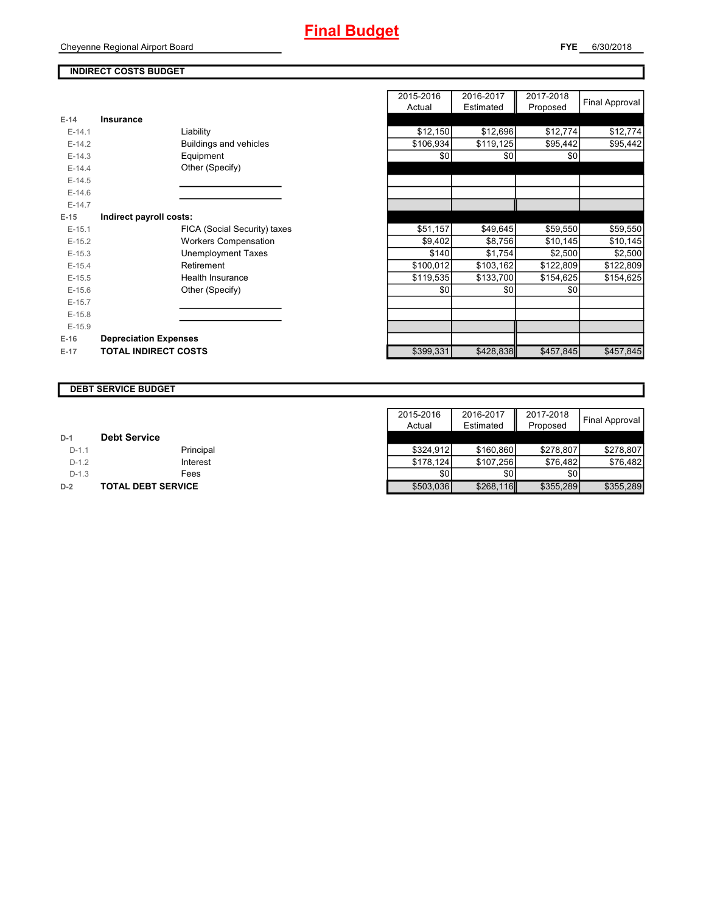# Final Budget

Cheyenne Regional Airport Board

**FYE** 6/30/2018

## INDIRECT COSTS BUDGET

| | | | 2015-2016 Actual | 2016-2017 Estimated | 2017-2018 Proposed | Final Approval |
|---|---|---|---|---|---|---|
| **E-14** | **Insurance** | | | | | |
| E-14.1 | | Liability | $12,150 | $12,696 | $12,774 | $12,774 |
| E-14.2 | | Buildings and vehicles | $106,934 | $119,125 | $95,442 | $95,442 |
| E-14.3 | | Equipment | $0 | $0 | $0 | |
| E-14.4 | | Other (Specify) | | | | |
| E-14.5 | | | | | | |
| E-14.6 | | | | | | |
| E-14.7 | | | | | | |
| **E-15** | **Indirect payroll costs:** | | | | | |
| E-15.1 | | FICA (Social Security) taxes | $51,157 | $49,645 | $59,550 | $59,550 |
| E-15.2 | | Workers Compensation | $9,402 | $8,756 | $10,145 | $10,145 |
| E-15.3 | | Unemployment Taxes | $140 | $1,754 | $2,500 | $2,500 |
| E-15.4 | | Retirement | $100,012 | $103,162 | $122,809 | $122,809 |
| E-15.5 | | Health Insurance | $119,535 | $133,700 | $154,625 | $154,625 |
| E-15.6 | | Other (Specify) | $0 | $0 | $0 | |
| E-15.7 | | | | | | |
| E-15.8 | | | | | | |
| E-15.9 | | | | | | |
| **E-16** | **Depreciation Expenses** | | | | | |
| **E-17** | **TOTAL INDIRECT COSTS** | | $399,331 | $428,838 | $457,845 | $457,845 |

## DEBT SERVICE BUDGET

| | | | 2015-2016 Actual | 2016-2017 Estimated | 2017-2018 Proposed | Final Approval |
|---|---|---|---|---|---|---|
| **D-1** | **Debt Service** | | | | | |
| D-1.1 | | Principal | $324,912 | $160,860 | $278,807 | $278,807 |
| D-1.2 | | Interest | $178,124 | $107,256 | $76,482 | $76,482 |
| D-1.3 | | Fees | $0 | $0 | $0 | |
| **D-2** | **TOTAL DEBT SERVICE** | | $503,036 | $268,116 | $355,289 | $355,289 |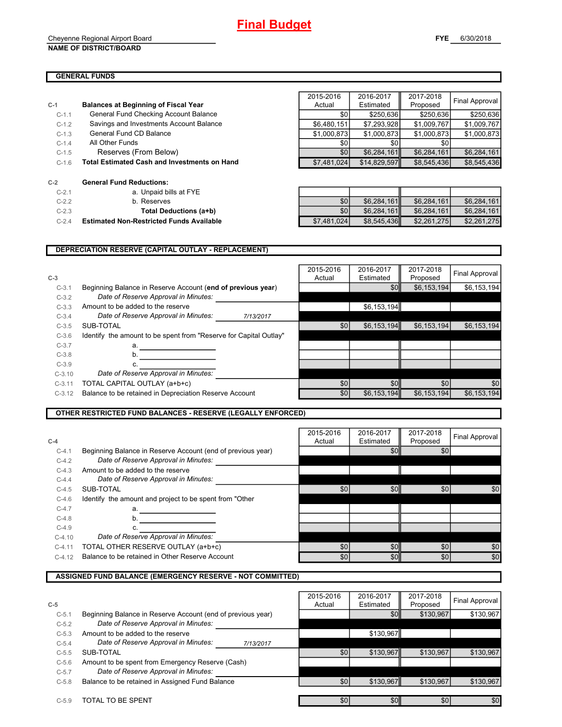# Final Budget

Cheyenne Regional Airport Board
**NAME OF DISTRICT/BOARD**

**FYE** 6/30/2018

## GENERAL FUNDS

| | | 2015-2016 Actual | 2016-2017 Estimated | 2017-2018 Proposed | Final Approval |
|---|---|---|---|---|---|
| C-1 | **Balances at Beginning of Fiscal Year** | | | | |
| C-1.1 | General Fund Checking Account Balance | $0 | $250,636 | $250,636 | $250,636 |
| C-1.2 | Savings and Investments Account Balance | $6,480,151 | $7,293,928 | $1,009,767 | $1,009,767 |
| C-1.3 | General Fund CD Balance | $1,000,873 | $1,000,873 | $1,000,873 | $1,000,873 |
| C-1.4 | All Other Funds | $0 | $0 | $0 | |
| C-1.5 | Reserves (From Below) | $0 | $6,284,161 | $6,284,161 | $6,284,161 |
| C-1.6 | **Total Estimated Cash and Investments on Hand** | $7,481,024 | $14,829,597 | $8,545,436 | $8,545,436 |

| | | | | | |
|---|---|---|---|---|---|
| C-2 | **General Fund Reductions:** | | | | |
| C-2.1 | a. Unpaid bills at FYE | | | | |
| C-2.2 | b. Reserves | $0 | $6,284,161 | $6,284,161 | $6,284,161 |
| C-2.3 | **Total Deductions (a+b)** | $0 | $6,284,161 | $6,284,161 | $6,284,161 |
| C-2.4 | **Estimated Non-Restricted Funds Available** | $7,481,024 | $8,545,436 | $2,261,275 | $2,261,275 |

## DEPRECIATION RESERVE (CAPITAL OUTLAY - REPLACEMENT)

| C-3 | | 2015-2016 Actual | 2016-2017 Estimated | 2017-2018 Proposed | Final Approval |
|---|---|---|---|---|---|
| C-3.1 | Beginning Balance in Reserve Account (**end of previous year**) | | $0 | $6,153,194 | $6,153,194 |
| C-3.2 | *Date of Reserve Approval in Minutes:* | | | | |
| C-3.3 | Amount to be added to the reserve | | $6,153,194 | | |
| C-3.4 | *Date of Reserve Approval in Minutes:* 7/13/2017 | | | | |
| C-3.5 | SUB-TOTAL | $0 | $6,153,194 | $6,153,194 | $6,153,194 |
| C-3.6 | Identify the amount to be spent from "Reserve for Capital Outlay" | | | | |
| C-3.7 | a. | | | | |
| C-3.8 | b. | | | | |
| C-3.9 | c. | | | | |
| C-3.10 | *Date of Reserve Approval in Minutes:* | | | | |
| C-3.11 | TOTAL CAPITAL OUTLAY (a+b+c) | $0 | $0 | $0 | $0 |
| C-3.12 | Balance to be retained in Depreciation Reserve Account | $0 | $6,153,194 | $6,153,194 | $6,153,194 |

## OTHER RESTRICTED FUND BALANCES - RESERVE (LEGALLY ENFORCED)

| C-4 | | 2015-2016 Actual | 2016-2017 Estimated | 2017-2018 Proposed | Final Approval |
|---|---|---|---|---|---|
| C-4.1 | Beginning Balance in Reserve Account (end of previous year) | | $0 | $0 | |
| C-4.2 | *Date of Reserve Approval in Minutes:* | | | | |
| C-4.3 | Amount to be added to the reserve | | | | |
| C-4.4 | *Date of Reserve Approval in Minutes:* | | | | |
| C-4.5 | SUB-TOTAL | $0 | $0 | $0 | $0 |
| C-4.6 | Identify the amount and project to be spent from "Other | | | | |
| C-4.7 | a. | | | | |
| C-4.8 | b. | | | | |
| C-4.9 | c. | | | | |
| C-4.10 | *Date of Reserve Approval in Minutes:* | | | | |
| C-4.11 | TOTAL OTHER RESERVE OUTLAY (a+b+c) | $0 | $0 | $0 | $0 |
| C-4.12 | Balance to be retained in Other Reserve Account | $0 | $0 | $0 | $0 |

## ASSIGNED FUND BALANCE (EMERGENCY RESERVE - NOT COMMITTED)

| C-5 | | 2015-2016 Actual | 2016-2017 Estimated | 2017-2018 Proposed | Final Approval |
|---|---|---|---|---|---|
| C-5.1 | Beginning Balance in Reserve Account (end of previous year) | | $0 | $130,967 | $130,967 |
| C-5.2 | *Date of Reserve Approval in Minutes:* | | | | |
| C-5.3 | Amount to be added to the reserve | | $130,967 | | |
| C-5.4 | *Date of Reserve Approval in Minutes:* 7/13/2017 | | | | |
| C-5.5 | SUB-TOTAL | $0 | $130,967 | $130,967 | $130,967 |
| C-5.6 | Amount to be spent from Emergency Reserve (Cash) | | | | |
| C-5.7 | *Date of Reserve Approval in Minutes:* | | | | |
| C-5.8 | Balance to be retained in Assigned Fund Balance | $0 | $130,967 | $130,967 | $130,967 |
| C-5.9 | TOTAL TO BE SPENT | $0 | $0 | $0 | $0 |